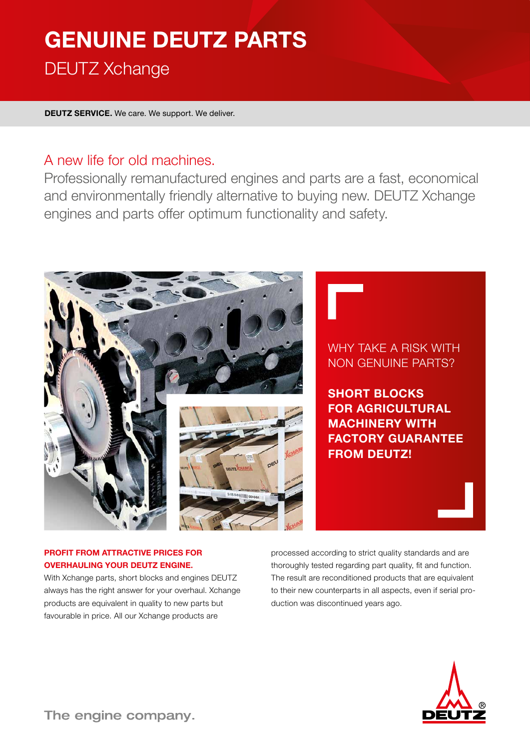# GENUINE DEUTZ PARTS

DEUTZ Xchange

**DEUTZ SERVICE.** We care. We support. We deliver.

## A new life for old machines.

Professionally remanufactured engines and parts are a fast, economical and environmentally friendly alternative to buying new. DEUTZ Xchange engines and parts offer optimum functionality and safety.

WHY TAKE A RISK WITH NON GENUINE PARTS?

**SHORT BLOCKS FOR AGRICULTURAL MACHINERY WITH FACTORY GUARANTEE FROM DEUTZ!**

**PROFIT FROM ATTRACTIVE PRICES FOR OVERHAULING YOUR DEUTZ ENGINE.**

With Xchange parts, short blocks and engines DEUTZ always has the right answer for your overhaul. Xchange products are equivalent in quality to new parts but favourable in price. All our Xchange products are processed according to strict quality standards and are thoroughly tested regarding part quality, fit and function. The result are reconditioned products that are equivalent to their new counterparts in all aspects, even if serial production was discontinued years ago.

The engine company.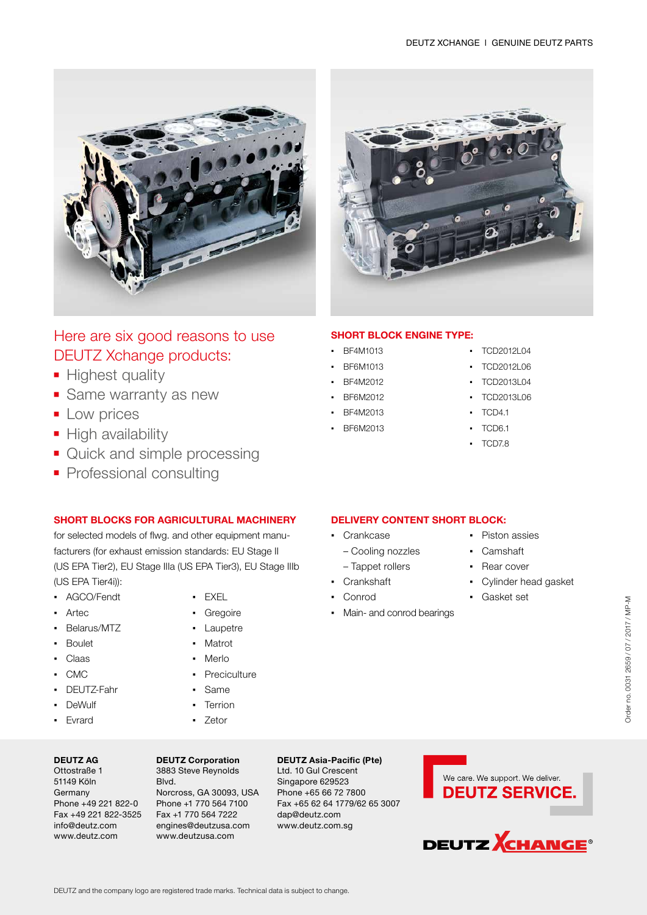## Here are six good reasons to use DEUTZ Xchange products:

- Highest quality
- Same warranty as new
- Low prices
- High availability
- Quick and simple processing
- Professional consulting

### SHORT BLOCK ENGINE TYPE:

- BF4M1013
- BF6M1013
- BF4M2012
- BF6M2012
- BF4M2013
- BF6M2013
- TCD2012L04
- TCD2012L06
- TCD2013L04
- TCD2013L06
- TCD4.1
- TCD6.1
- TCD7.8

### SHORT BLOCKS FOR AGRICULTURAL MACHINERY

for selected models of flwg. and other equipment manufacturers (for exhaust emission standards: EU Stage II (US EPA Tier2), EU Stage IIIa (US EPA Tier3), EU Stage IIIb (US EPA Tier4i)):

- AGCO/Fendt
- Artec
- Belarus/MTZ
- Boulet
- Claas
- CMC
- DEUTZ-Fahr
- DeWulf
- Evrard
- EXEL
- Gregoire
- Laupetre
- Matrot
- Merlo
- Preciculture
- Same
- Terrion
- Zetor

### DELIVERY CONTENT SHORT BLOCK:

- Crankcase
  - Cooling nozzles
  - Tappet rollers
- Crankshaft
- Conrod
- Main- and conrod bearings
- Piston assies
- Camshaft
- Rear cover
- Cylinder head gasket
- Gasket set

Order no. 0031 2659 / 07 / 2017 / MP-M

**DEUTZ AG**
Ottostraße 1
51149 Köln
Germany
Phone +49 221 822-0
Fax +49 221 822-3525
info@deutz.com
www.deutz.com

**DEUTZ Corporation**
3883 Steve Reynolds Blvd.
Norcross, GA 30093, USA
Phone +1 770 564 7100
Fax +1 770 564 7222
engines@deutzusa.com
www.deutzusa.com

**DEUTZ Asia-Pacific (Pte)**
Ltd. 10 Gul Crescent
Singapore 629523
Phone +65 66 72 7800
Fax +65 62 64 1779/62 65 3007
dap@deutz.com
www.deutz.com.sg

We care. We support. We deliver.
**DEUTZ SERVICE.**

DEUTZ XCHANGE®

DEUTZ and the company logo are registered trade marks. Technical data is subject to change.